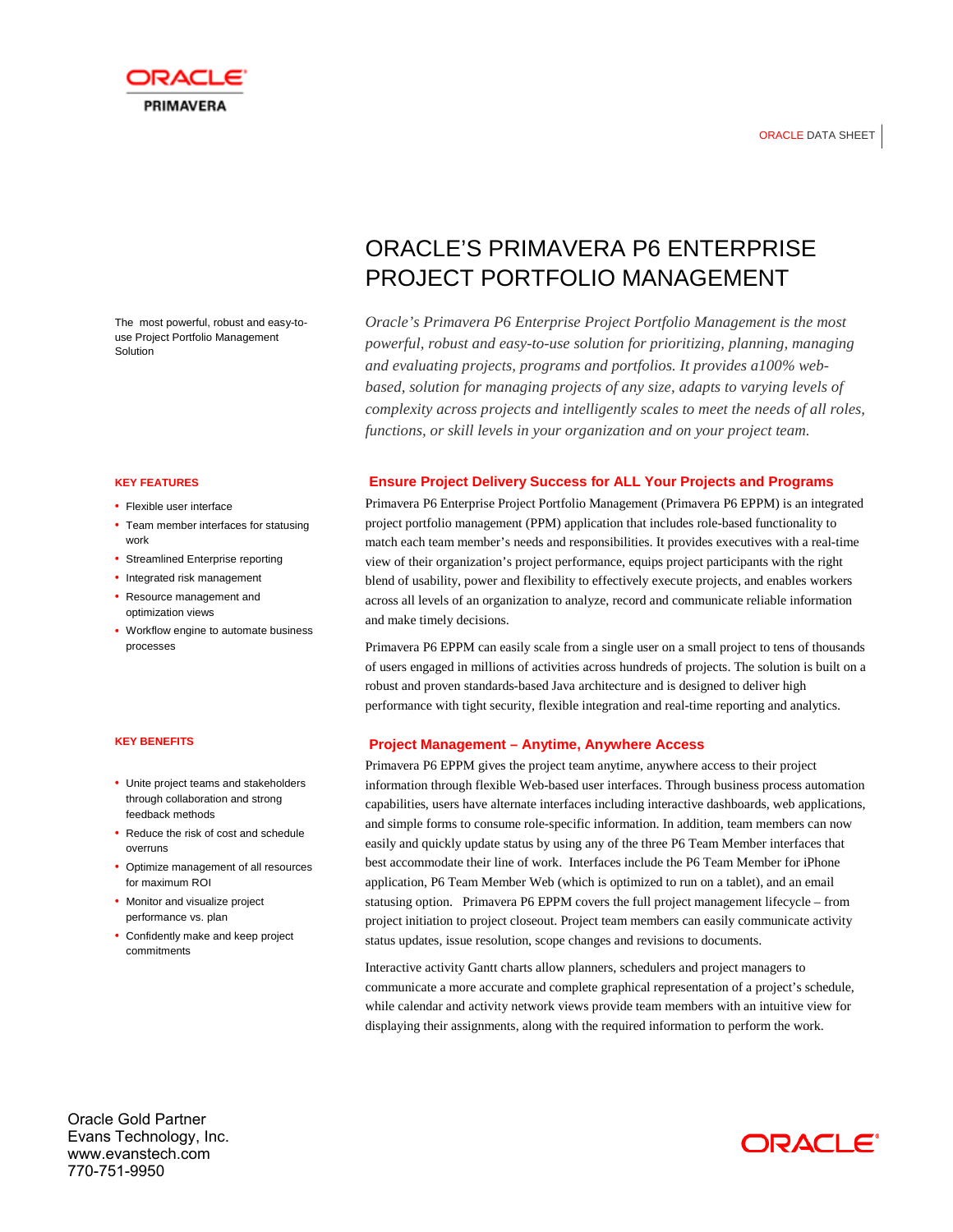ORACLE DATA SHEET

# ORACLE'S PRIMAVERA P6 ENTERPRISE PROJECT PORTFOLIO MANAGEMENT

The most powerful, robust and easy-to-use Project Portfolio Management Solution

*Oracle's Primavera P6 Enterprise Project Portfolio Management is the most powerful, robust and easy-to-use solution for prioritizing, planning, managing and evaluating projects, programs and portfolios. It provides a100% web-based, solution for managing projects of any size, adapts to varying levels of complexity across projects and intelligently scales to meet the needs of all roles, functions, or skill levels in your organization and on your project team.*

**KEY FEATURES**

- Flexible user interface
- Team member interfaces for statusing work
- Streamlined Enterprise reporting
- Integrated risk management
- Resource management and optimization views
- Workflow engine to automate business processes

**KEY BENEFITS**

- Unite project teams and stakeholders through collaboration and strong feedback methods
- Reduce the risk of cost and schedule overruns
- Optimize management of all resources for maximum ROI
- Monitor and visualize project performance vs. plan
- Confidently make and keep project commitments

## Ensure Project Delivery Success for ALL Your Projects and Programs

Primavera P6 Enterprise Project Portfolio Management (Primavera P6 EPPM) is an integrated project portfolio management (PPM) application that includes role-based functionality to match each team member's needs and responsibilities. It provides executives with a real-time view of their organization's project performance, equips project participants with the right blend of usability, power and flexibility to effectively execute projects, and enables workers across all levels of an organization to analyze, record and communicate reliable information and make timely decisions.

Primavera P6 EPPM can easily scale from a single user on a small project to tens of thousands of users engaged in millions of activities across hundreds of projects. The solution is built on a robust and proven standards-based Java architecture and is designed to deliver high performance with tight security, flexible integration and real-time reporting and analytics.

## Project Management – Anytime, Anywhere Access

Primavera P6 EPPM gives the project team anytime, anywhere access to their project information through flexible Web-based user interfaces. Through business process automation capabilities, users have alternate interfaces including interactive dashboards, web applications, and simple forms to consume role-specific information. In addition, team members can now easily and quickly update status by using any of the three P6 Team Member interfaces that best accommodate their line of work. Interfaces include the P6 Team Member for iPhone application, P6 Team Member Web (which is optimized to run on a tablet), and an email statusing option. Primavera P6 EPPM covers the full project management lifecycle – from project initiation to project closeout. Project team members can easily communicate activity status updates, issue resolution, scope changes and revisions to documents.

Interactive activity Gantt charts allow planners, schedulers and project managers to communicate a more accurate and complete graphical representation of a project's schedule, while calendar and activity network views provide team members with an intuitive view for displaying their assignments, along with the required information to perform the work.

Oracle Gold Partner
Evans Technology, Inc.
www.evanstech.com
770-751-9950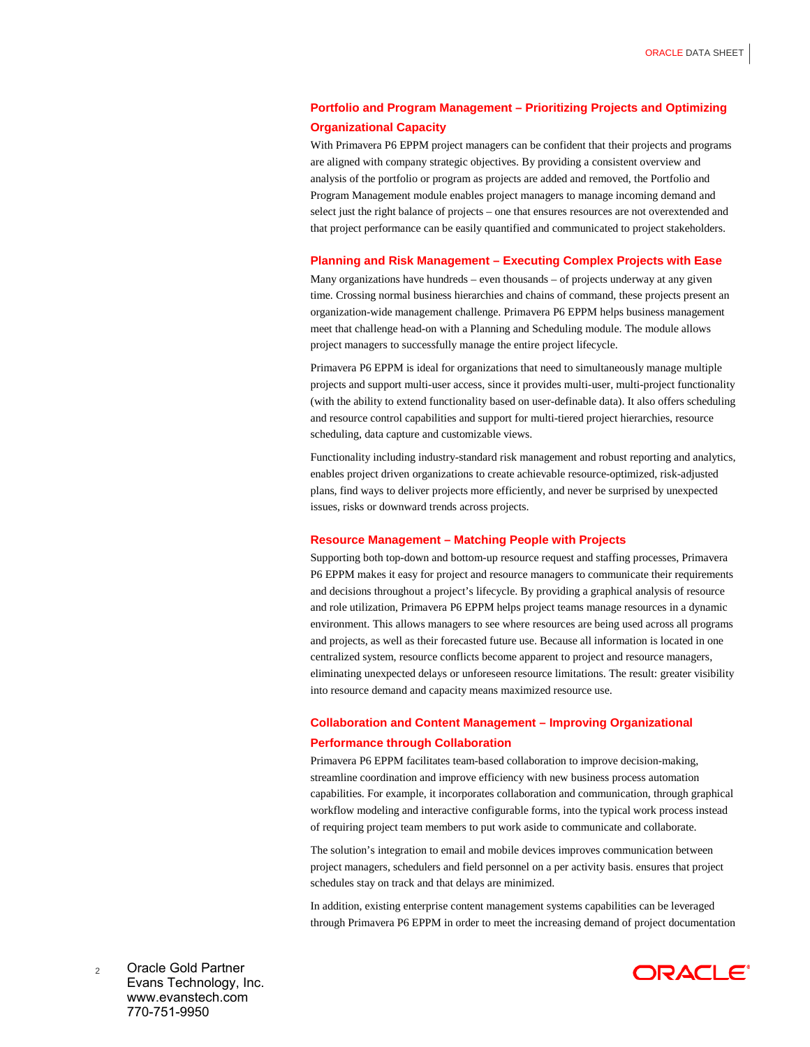## Portfolio and Program Management – Prioritizing Projects and Optimizing Organizational Capacity

With Primavera P6 EPPM project managers can be confident that their projects and programs are aligned with company strategic objectives. By providing a consistent overview and analysis of the portfolio or program as projects are added and removed, the Portfolio and Program Management module enables project managers to manage incoming demand and select just the right balance of projects – one that ensures resources are not overextended and that project performance can be easily quantified and communicated to project stakeholders.

## Planning and Risk Management – Executing Complex Projects with Ease

Many organizations have hundreds – even thousands – of projects underway at any given time. Crossing normal business hierarchies and chains of command, these projects present an organization-wide management challenge. Primavera P6 EPPM helps business management meet that challenge head-on with a Planning and Scheduling module. The module allows project managers to successfully manage the entire project lifecycle.

Primavera P6 EPPM is ideal for organizations that need to simultaneously manage multiple projects and support multi-user access, since it provides multi-user, multi-project functionality (with the ability to extend functionality based on user-definable data). It also offers scheduling and resource control capabilities and support for multi-tiered project hierarchies, resource scheduling, data capture and customizable views.

Functionality including industry-standard risk management and robust reporting and analytics, enables project driven organizations to create achievable resource-optimized, risk-adjusted plans, find ways to deliver projects more efficiently, and never be surprised by unexpected issues, risks or downward trends across projects.

## Resource Management – Matching People with Projects

Supporting both top-down and bottom-up resource request and staffing processes, Primavera P6 EPPM makes it easy for project and resource managers to communicate their requirements and decisions throughout a project's lifecycle. By providing a graphical analysis of resource and role utilization, Primavera P6 EPPM helps project teams manage resources in a dynamic environment. This allows managers to see where resources are being used across all programs and projects, as well as their forecasted future use. Because all information is located in one centralized system, resource conflicts become apparent to project and resource managers, eliminating unexpected delays or unforeseen resource limitations. The result: greater visibility into resource demand and capacity means maximized resource use.

## Collaboration and Content Management – Improving Organizational Performance through Collaboration

Primavera P6 EPPM facilitates team-based collaboration to improve decision-making, streamline coordination and improve efficiency with new business process automation capabilities. For example, it incorporates collaboration and communication, through graphical workflow modeling and interactive configurable forms, into the typical work process instead of requiring project team members to put work aside to communicate and collaborate.

The solution's integration to email and mobile devices improves communication between project managers, schedulers and field personnel on a per activity basis. ensures that project schedules stay on track and that delays are minimized.

In addition, existing enterprise content management systems capabilities can be leveraged through Primavera P6 EPPM in order to meet the increasing demand of project documentation

Oracle Gold Partner
Evans Technology, Inc.
www.evanstech.com
770-751-9950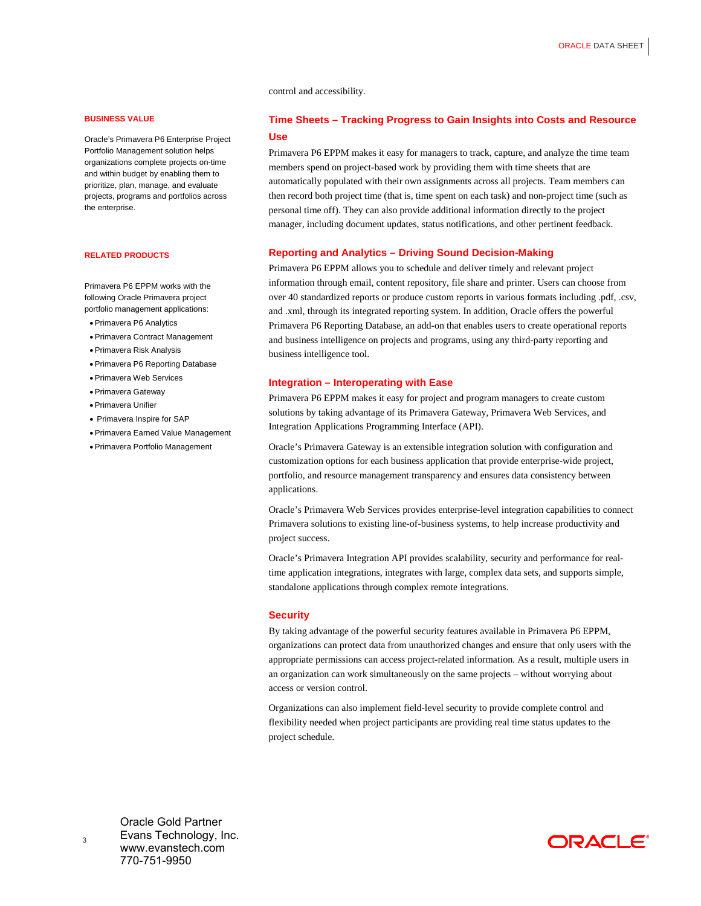control and accessibility.

**BUSINESS VALUE**

Oracle's Primavera P6 Enterprise Project Portfolio Management solution helps organizations complete projects on-time and within budget by enabling them to prioritize, plan, manage, and evaluate projects, programs and portfolios across the enterprise.

**RELATED PRODUCTS**

Primavera P6 EPPM works with the following Oracle Primavera project portfolio management applications:

- Primavera P6 Analytics
- Primavera Contract Management
- Primavera Risk Analysis
- Primavera P6 Reporting Database
- Primavera Web Services
- Primavera Gateway
- Primavera Unifier
- Primavera Inspire for SAP
- Primavera Earned Value Management
- Primavera Portfolio Management

## Time Sheets – Tracking Progress to Gain Insights into Costs and Resource Use

Primavera P6 EPPM makes it easy for managers to track, capture, and analyze the time team members spend on project-based work by providing them with time sheets that are automatically populated with their own assignments across all projects. Team members can then record both project time (that is, time spent on each task) and non-project time (such as personal time off). They can also provide additional information directly to the project manager, including document updates, status notifications, and other pertinent feedback.

## Reporting and Analytics – Driving Sound Decision-Making

Primavera P6 EPPM allows you to schedule and deliver timely and relevant project information through email, content repository, file share and printer. Users can choose from over 40 standardized reports or produce custom reports in various formats including .pdf, .csv, and .xml, through its integrated reporting system. In addition, Oracle offers the powerful Primavera P6 Reporting Database, an add-on that enables users to create operational reports and business intelligence on projects and programs, using any third-party reporting and business intelligence tool.

## Integration – Interoperating with Ease

Primavera P6 EPPM makes it easy for project and program managers to create custom solutions by taking advantage of its Primavera Gateway, Primavera Web Services, and Integration Applications Programming Interface (API).

Oracle's Primavera Gateway is an extensible integration solution with configuration and customization options for each business application that provide enterprise-wide project, portfolio, and resource management transparency and ensures data consistency between applications.

Oracle's Primavera Web Services provides enterprise-level integration capabilities to connect Primavera solutions to existing line-of-business systems, to help increase productivity and project success.

Oracle's Primavera Integration API provides scalability, security and performance for real-time application integrations, integrates with large, complex data sets, and supports simple, standalone applications through complex remote integrations.

## Security

By taking advantage of the powerful security features available in Primavera P6 EPPM, organizations can protect data from unauthorized changes and ensure that only users with the appropriate permissions can access project-related information. As a result, multiple users in an organization can work simultaneously on the same projects – without worrying about access or version control.

Organizations can also implement field-level security to provide complete control and flexibility needed when project participants are providing real time status updates to the project schedule.

Oracle Gold Partner
Evans Technology, Inc.
www.evanstech.com
770-751-9950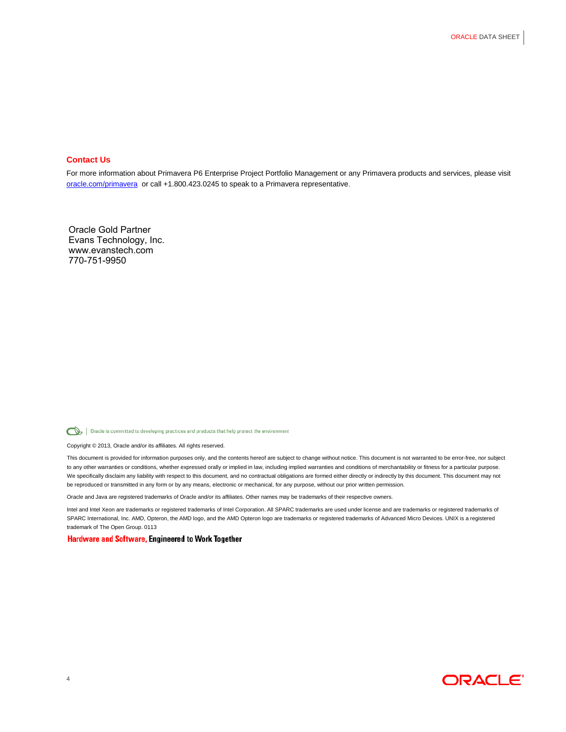## Contact Us

For more information about Primavera P6 Enterprise Project Portfolio Management or any Primavera products and services, please visit oracle.com/primavera or call +1.800.423.0245 to speak to a Primavera representative.

Oracle Gold Partner
Evans Technology, Inc.
www.evanstech.com
770-751-9950

Oracle is committed to developing practices and products that help protect the environment

Copyright © 2013, Oracle and/or its affiliates. All rights reserved.

This document is provided for information purposes only, and the contents hereof are subject to change without notice. This document is not warranted to be error-free, nor subject to any other warranties or conditions, whether expressed orally or implied in law, including implied warranties and conditions of merchantability or fitness for a particular purpose. We specifically disclaim any liability with respect to this document, and no contractual obligations are formed either directly or indirectly by this document. This document may not be reproduced or transmitted in any form or by any means, electronic or mechanical, for any purpose, without our prior written permission.

Oracle and Java are registered trademarks of Oracle and/or its affiliates. Other names may be trademarks of their respective owners.

Intel and Intel Xeon are trademarks or registered trademarks of Intel Corporation. All SPARC trademarks are used under license and are trademarks or registered trademarks of SPARC International, Inc. AMD, Opteron, the AMD logo, and the AMD Opteron logo are trademarks or registered trademarks of Advanced Micro Devices. UNIX is a registered trademark of The Open Group. 0113

**Hardware and Software, Engineered to Work Together**